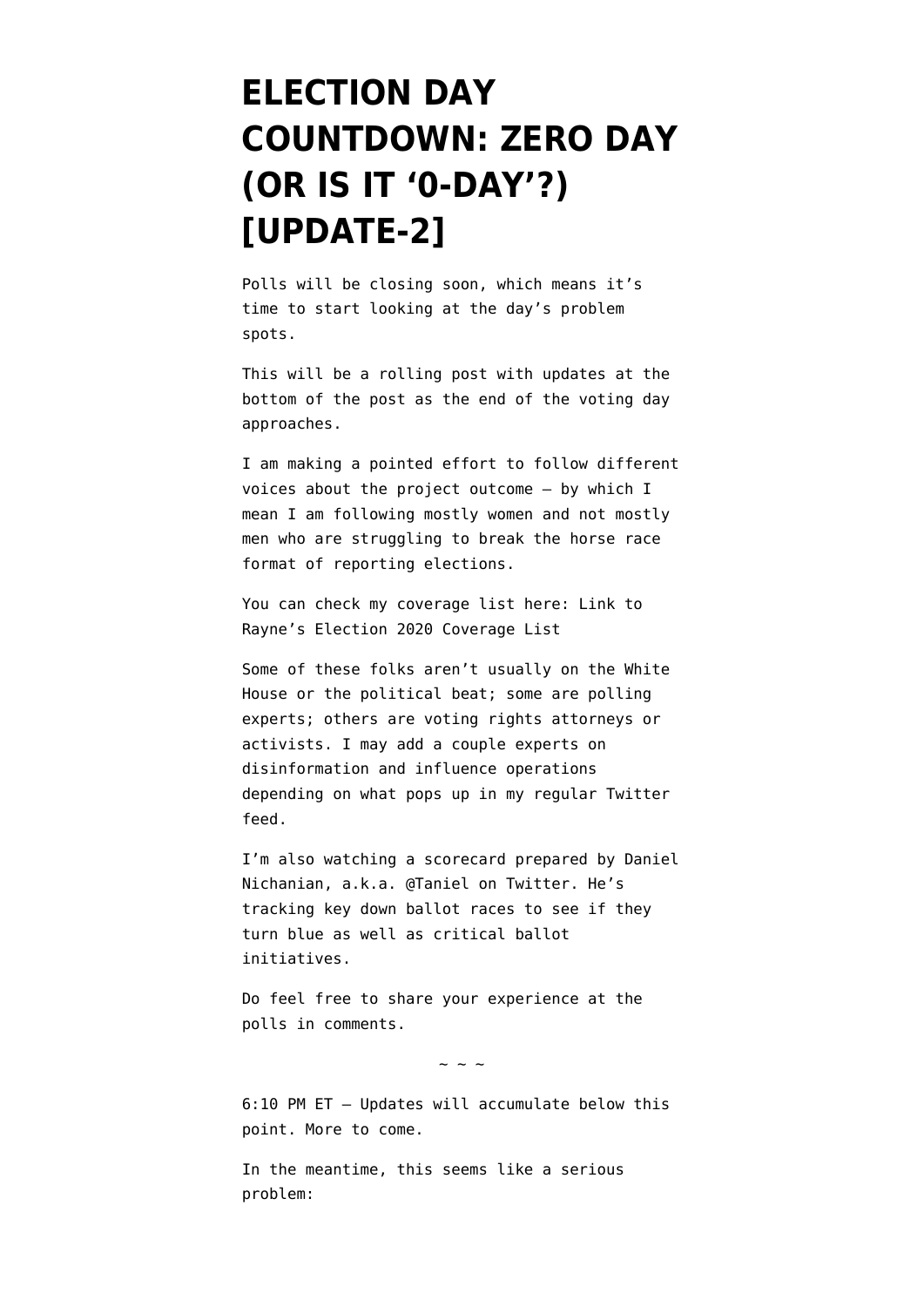# ELECTION DAY COUNTDOWN: ZERO DAY (OR IS IT '0-DAY'?) [UPDATE-2]

Polls will be closing soon, which means it's time to start looking at the day's problem spots.

This will be a rolling post with updates at the bottom of the post as the end of the voting day approaches.

I am making a pointed effort to follow different voices about the project outcome — by which I mean I am following mostly women and not mostly men who are struggling to break the horse race format of reporting elections.

You can check my coverage list here: Link to Rayne's Election 2020 Coverage List

Some of these folks aren't usually on the White House or the political beat; some are polling experts; others are voting rights attorneys or activists. I may add a couple experts on disinformation and influence operations depending on what pops up in my regular Twitter feed.

I'm also watching a scorecard prepared by Daniel Nichanian, a.k.a. @Taniel on Twitter. He's tracking key down ballot races to see if they turn blue as well as critical ballot initiatives.

Do feel free to share your experience at the polls in comments.

~ ~ ~

6:10 PM ET — Updates will accumulate below this point. More to come.

In the meantime, this seems like a serious problem: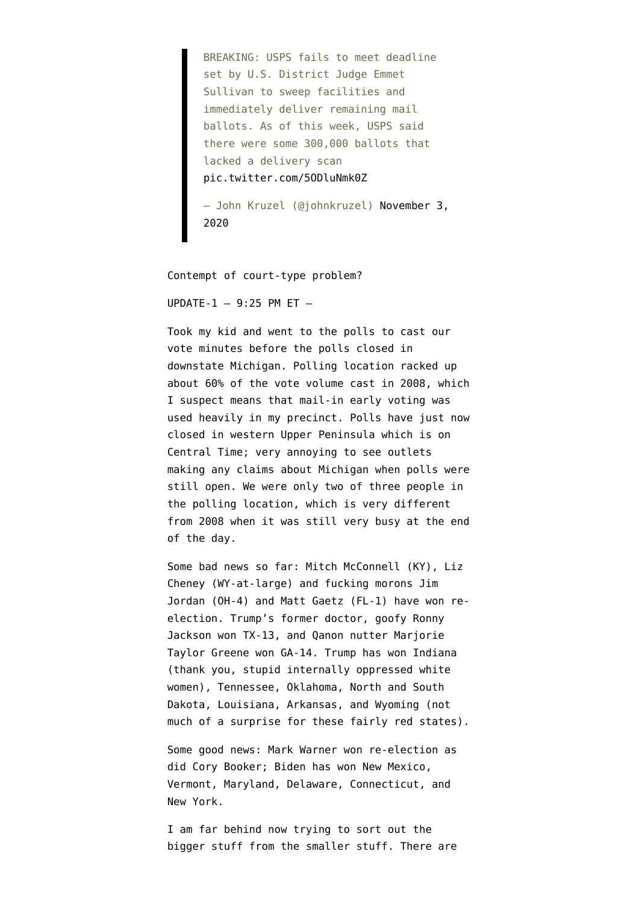> BREAKING: USPS fails to meet deadline set by U.S. District Judge Emmet Sullivan to sweep facilities and immediately deliver remaining mail ballots. As of this week, USPS said there were some 300,000 ballots that lacked a delivery scan pic.twitter.com/5ODluNmk0Z
>
> — John Kruzel (@johnkruzel) November 3, 2020

Contempt of court-type problem?

UPDATE-1 — 9:25 PM ET —

Took my kid and went to the polls to cast our vote minutes before the polls closed in downstate Michigan. Polling location racked up about 60% of the vote volume cast in 2008, which I suspect means that mail-in early voting was used heavily in my precinct. Polls have just now closed in western Upper Peninsula which is on Central Time; very annoying to see outlets making any claims about Michigan when polls were still open. We were only two of three people in the polling location, which is very different from 2008 when it was still very busy at the end of the day.

Some bad news so far: Mitch McConnell (KY), Liz Cheney (WY-at-large) and fucking morons Jim Jordan (OH-4) and Matt Gaetz (FL-1) have won re-election. Trump's former doctor, goofy Ronny Jackson won TX-13, and Qanon nutter Marjorie Taylor Greene won GA-14. Trump has won Indiana (thank you, stupid internally oppressed white women), Tennessee, Oklahoma, North and South Dakota, Louisiana, Arkansas, and Wyoming (not much of a surprise for these fairly red states).

Some good news: Mark Warner won re-election as did Cory Booker; Biden has won New Mexico, Vermont, Maryland, Delaware, Connecticut, and New York.

I am far behind now trying to sort out the bigger stuff from the smaller stuff. There are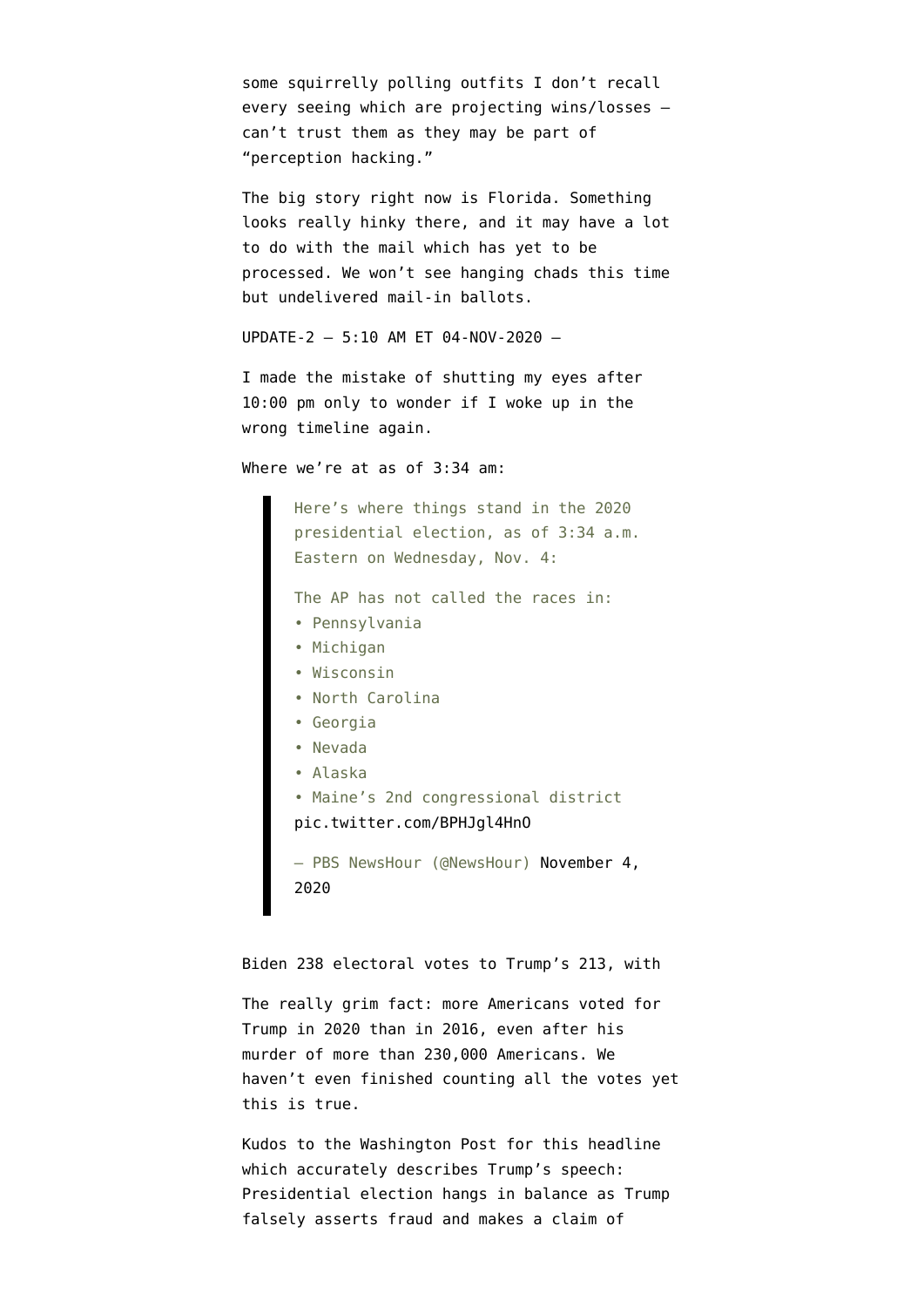some squirrelly polling outfits I don't recall every seeing which are projecting wins/losses — can't trust them as they may be part of "perception hacking."

The big story right now is Florida. Something looks really hinky there, and it may have a lot to do with the mail which has yet to be processed. We won't see hanging chads this time but undelivered mail-in ballots.

UPDATE-2 — 5:10 AM ET 04-NOV-2020 —

I made the mistake of shutting my eyes after 10:00 pm only to wonder if I woke up in the wrong timeline again.

Where we're at as of 3:34 am:

> Here's where things stand in the 2020 presidential election, as of 3:34 a.m. Eastern on Wednesday, Nov. 4:
>
> The AP has not called the races in:
> • Pennsylvania
> • Michigan
> • Wisconsin
> • North Carolina
> • Georgia
> • Nevada
> • Alaska
> • Maine's 2nd congressional district
> pic.twitter.com/BPHJgl4HnO
>
> — PBS NewsHour (@NewsHour) November 4, 2020

Biden 238 electoral votes to Trump's 213, with

The really grim fact: more Americans voted for Trump in 2020 than in 2016, even after his murder of more than 230,000 Americans. We haven't even finished counting all the votes yet this is true.

Kudos to the Washington Post for this headline which accurately describes Trump's speech: Presidential election hangs in balance as Trump falsely asserts fraud and makes a claim of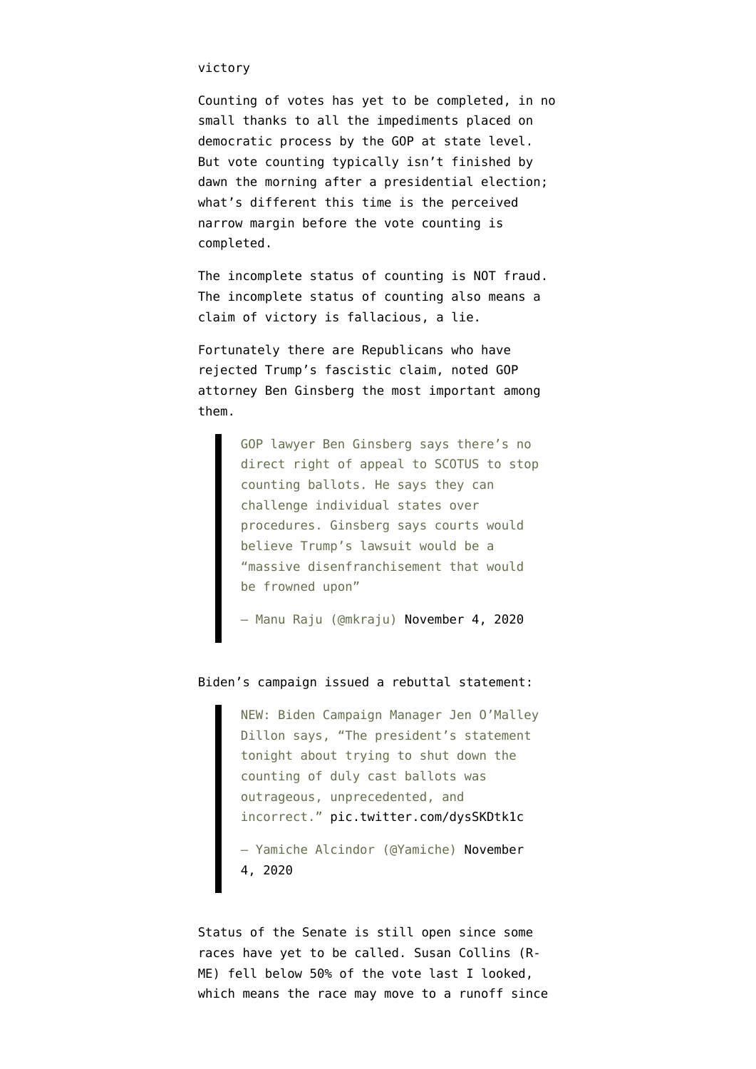victory

Counting of votes has yet to be completed, in no small thanks to all the impediments placed on democratic process by the GOP at state level. But vote counting typically isn't finished by dawn the morning after a presidential election; what's different this time is the perceived narrow margin before the vote counting is completed.

The incomplete status of counting is NOT fraud. The incomplete status of counting also means a claim of victory is fallacious, a lie.

Fortunately there are Republicans who have rejected Trump's fascistic claim, noted GOP attorney Ben Ginsberg the most important among them.

> GOP lawyer Ben Ginsberg says there's no direct right of appeal to SCOTUS to stop counting ballots. He says they can challenge individual states over procedures. Ginsberg says courts would believe Trump's lawsuit would be a "massive disenfranchisement that would be frowned upon"
>
> — Manu Raju (@mkraju) November 4, 2020

Biden's campaign issued a rebuttal statement:

> NEW: Biden Campaign Manager Jen O'Malley Dillon says, "The president's statement tonight about trying to shut down the counting of duly cast ballots was outrageous, unprecedented, and incorrect." pic.twitter.com/dysSKDtk1c
>
> — Yamiche Alcindor (@Yamiche) November 4, 2020

Status of the Senate is still open since some races have yet to be called. Susan Collins (R-ME) fell below 50% of the vote last I looked, which means the race may move to a runoff since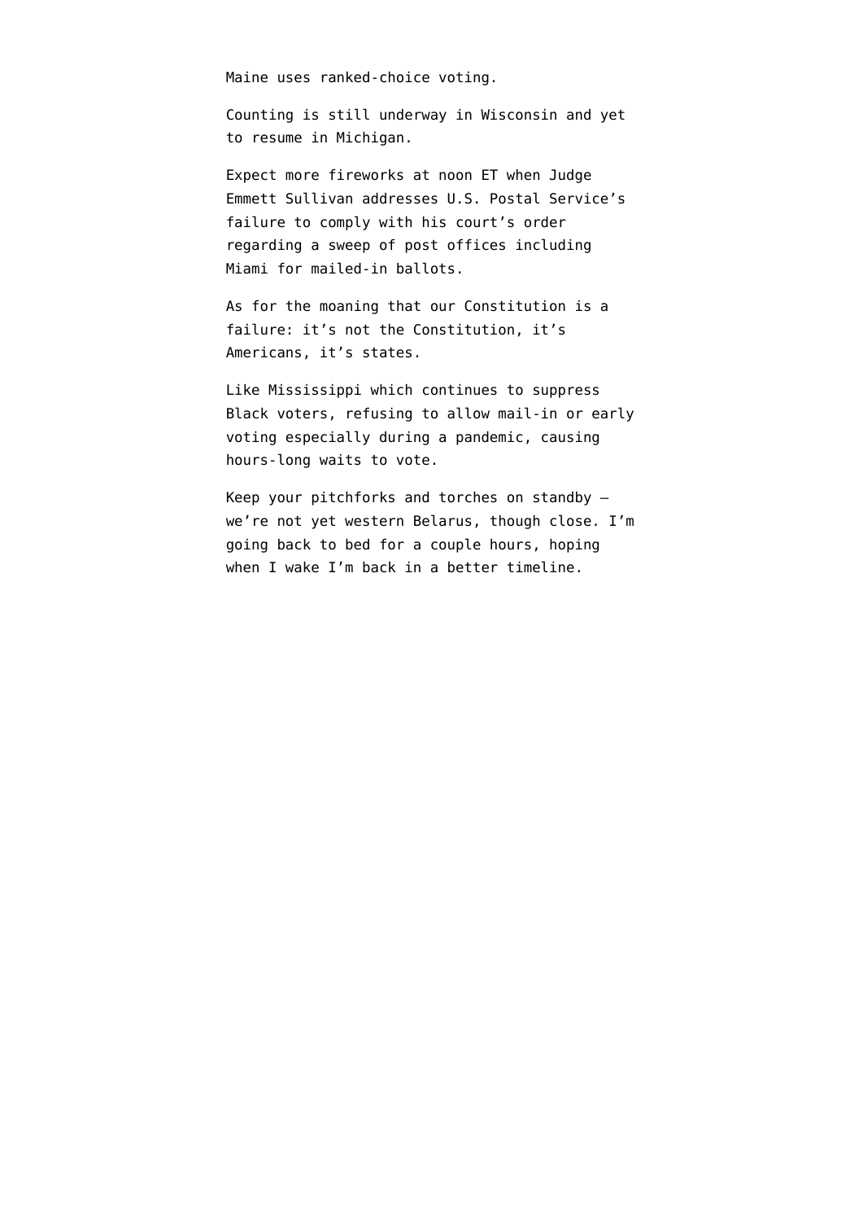Maine uses ranked-choice voting.

Counting is still underway in Wisconsin and yet to resume in Michigan.

Expect more fireworks at noon ET when Judge Emmett Sullivan addresses U.S. Postal Service's failure to comply with his court's order regarding a sweep of post offices including Miami for mailed-in ballots.

As for the moaning that our Constitution is a failure: it's not the Constitution, it's Americans, it's states.

Like Mississippi which continues to suppress Black voters, refusing to allow mail-in or early voting especially during a pandemic, causing hours-long waits to vote.

Keep your pitchforks and torches on standby — we're not yet western Belarus, though close. I'm going back to bed for a couple hours, hoping when I wake I'm back in a better timeline.